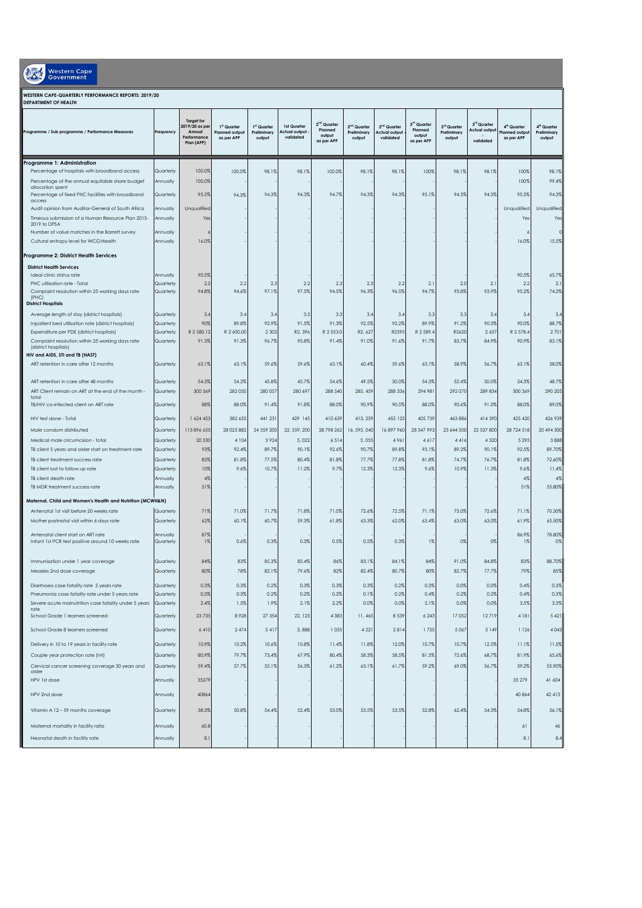Western Cape Government

**WESTERN CAPE-QUARTERLY PERFORMANCE REPORTS: 2019/20**
**DEPARTMENT OF HEALTH**

| Programme / Sub programme / Performance Measures | Frequency | Target for 2019/20 as per Annual Performance Plan (APP) | 1st Quarter Planned output as per APP | 1st Quarter Preliminary output | 1st Quarter Actual output - validated | 2nd Quarter Planned output as per APP | 2nd Quarter Preliminary output | 2nd Quarter Actual output - validated | 3rd Quarter Planned output as per APP | 3rd Quarter Preliminary output | 3rd Quarter Actual output - validated | 4th Quarter Planned output as per APP | 4th Quarter Preliminary output |
|---|---|---|---|---|---|---|---|---|---|---|---|---|---|
| **Programme 1: Administration** | | | | | | | | | | | | | |
| Percentage of hospitals with broadband access | Quarterly | 100.0% | 100.0% | 98.1% | 98.1% | 100.0% | 98.1% | 98.1% | 100% | 98.1% | 98.1% | 100% | 98.1% |
| Percentage of the annual equitable share budget allocation spent | Annually | 100.0% | - | - | - | - | - | - | - | - | - | 100% | 99.4% |
| Percentage of fixed PHC facilities with broadband access | Quarterly | 95.5% | 94.3% | 94.3% | 94.3% | 94.7% | 94.3% | 94.3% | 95.1% | 94.3% | 94.3% | 95.5% | 94.3% |
| Audit opinion from Auditor-General of South Africa | Annually | Unqualified | - | - | - | - | - | - | - | - | - | Unqualified | Unqualified |
| Timeous submission of a Human Resource Plan 2015-2019 to DPSA | Annually | Yes | - | - | - | - | - | - | - | - | - | Yes | Yes |
| Number of value matches in the Barrett survey | Annually | 6 | - | - | - | - | - | - | - | - | - | 6 | 0 |
| Cultural entropy level for WCG:Health | Annually | 16.0% | - | - | - | - | - | - | - | - | - | 16.0% | 15.5% |
| **Programme 2: District Health Services** | | | | | | | | | | | | | |
| **District Health Services** | | | | | | | | | | | | | |
| Ideal clinic status rate | Annually | 90.5% | - | - | - | - | - | - | - | - | - | 90.5% | 65.7% |
| PHC utilisation rate - Total | Quarterly | 2.2 | 2.2 | 2.3 | 2.2 | 2.3 | 2.3 | 2.2 | 2.1 | 2.0 | 2.1 | 2.2 | 2.1 |
| Complaint resolution within 25 working days rate (PHC) | Quarterly | 94.8% | 94.6% | 97.1% | 97.5% | 94.5% | 96.3% | 96.5% | 94.7% | 93.8% | 93.9% | 95.2% | 74.2% |
| **District Hospitals** | | | | | | | | | | | | | |
| Average length of stay (district hospitals) | Quarterly | 3.4 | 3.4 | 3.4 | 3.5 | 3.3 | 3.4 | 3.4 | 3.3 | 3.3 | 3.4 | 3.4 | 3.4 |
| Inpatient bed utilisation rate (district hospitals) | Quarterly | 90% | 89.8% | 92.9% | 91.5% | 91.3% | 92.5% | 92.2% | 89.9% | 91.2% | 90.3% | 90.0% | 88.7% |
| Expenditure per PDE (district hospitals) | Quarterly | R 2 580.12 | R 2 600.00 | 2 302 | R2, 396 | R 2 553.0 | R2, 627 | R2595 | R 2 589.4 | R2620 | 2 657 | R 2 578.4 | 2 701 |
| Complaint resolution within 25 working days rate (district hospitals) | Quarterly | 91.3% | 91.3% | 96.7% | 95.8% | 91.4% | 91.0% | 91.6% | 91.7% | 83.7% | 84.9% | 90.9% | 83.1% |
| **HIV and AIDS, STI and TB (HAST)** | | | | | | | | | | | | | |
| ART retention in care after 12 months | Quarterly | 63.1% | 63.1% | 59.6% | 59.6% | 63.1% | 60.4% | 59.6% | 63.1% | 58.9% | 56.7% | 63.1% | 58.0% |
| ART retention in care after 48 months | Quarterly | 54.3% | 54.2% | 45.8% | 45.7% | 54.6% | 49.5% | 50.0% | 54.3% | 52.4% | 50.0% | 54.3% | 48.7% |
| ART Client remain on ART at the end of the month - total | Quarterly | 300 369 | 282 050 | 280 057 | 280 697 | 288 540 | 285, 459 | 288 336 | 294 981 | 292 070 | 289 834 | 300 369 | 290 205 |
| TB/HIV co-infected client on ART rate | Quarterly | 88% | 88.0% | 91.4% | 91.8% | 88.0% | 90.9% | 90.5% | 88.0% | 90.6% | 91.0% | 88.0% | 89.0% |
| HIV test done - Total | Quarterly | 1 624 453 | 382 635 | 441 231 | 429 145 | 410 659 | 413, 259 | 455 125 | 405 739 | 463 886 | 414 390 | 425 420 | 426 939 |
| Male condom distributed | Quarterly | 113 896 655 | 28 025 882 | 24 559 200 | 22, 559, 200 | 28 798 262 | 16, 595, 040 | 16 897 960 | 28 347 993 | 23 644 500 | 22 537 800 | 28 724 518 | 20 494 500 |
| Medical male circumcision - total | Quarterly | 20 530 | 4 104 | 3 924 | 5, 022 | 6 514 | 5, 055 | 4 961 | 4 617 | 4 416 | 4 320 | 5 295 | 3 888 |
| TB client 5 years and older start on treatment rate | Quarterly | 93% | 92.4% | 89.7% | 90.1% | 92.6% | 90.7% | 89.8% | 93.1% | 89.2% | 90.1% | 92.5% | 89.70% |
| TB client treatment success rate | Quarterly | 82% | 81.8% | 77.5% | 80.4% | 81.8% | 77.7% | 77.8% | 81.8% | 74.7% | 76.7% | 81.8% | 72.60% |
| TB client lost to follow up rate | Quarterly | 10% | 9.6% | 10.7% | 11.2% | 9.7% | 12.3% | 12.3% | 9.6% | 10.9% | 11.3% | 9.6% | 11.4% |
| TB client death rate | Annually | 4% | - | - | - | - | - | - | - | - | - | 4% | 4% |
| TB MDR treatment success rate | Annually | 51% | - | - | - | - | - | - | - | - | - | 51% | 55.80% |
| **Maternal, Child and Women's Health and Nutrition (MCWH&N)** | | | | | | | | | | | | | |
| Antenatal 1st visit before 20 weeks rate | Quarterly | 71% | 71.0% | 71.7% | 71.8% | 71.0% | 72.6% | 72.5% | 71.1% | 73.0% | 72.6% | 71.1% | 70.30% |
| Mother postnatal visit within 6 days rate | Quarterly | 62% | 60.1% | 60.7% | 59.3% | 61.8% | 63.3% | 62.0% | 63.4% | 63.0% | 63.0% | 61.9% | 65.50% |
| Antenatal client start on ART rate | Annually | 87% | - | - | - | - | - | - | - | - | - | 86.9% | 78.80% |
| Infant 1st PCR test positive around 10 weeks rate | Quarterly | 1% | 0.6% | 0.3% | 0.3% | 0.5% | 0.5% | 0.3% | 1% | 0% | 0% | 1% | 0% |
| Immunisation under 1 year coverage | Quarterly | 84% | 83% | 85.3% | 83.4% | 86% | 83.1% | 84.1% | 84% | 91.0% | 84.8% | 83% | 88.70% |
| Measles 2nd dose coverage | Quarterly | 80% | 78% | 82.1% | 79.6% | 82% | 82.4% | 80.7% | 80% | 82.7% | 77.7% | 79% | 85% |
| Diarrhoea case fatality rate 5 years rate | Quarterly | 0.3% | 0.3% | 0.2% | 0.3% | 0.3% | 0.3% | 0.2% | 0.3% | 0.0% | 0.0% | 0.4% | 0.3% |
| Pneumonia case fatality rate under 5 years rate | Quarterly | 0.3% | 0.3% | 0.2% | 0.2% | 0.2% | 0.1% | 0.2% | 0.4% | 0.2% | 0.2% | 0.4% | 0.3% |
| Severe acute malnutrition case fatality under 5 years rate | Quarterly | 2.4% | 1.5% | 1.9% | 2.1% | 2.2% | 0.0% | 0.0% | 2.1% | 0.0% | 0.0% | 3.5% | 3.3% |
| School Grade 1 learners screened | Quarterly | 23 735 | 8 928 | 27 354 | 22, 123 | 4 383 | 11, 465 | 8 539 | 6 243 | 17 052 | 12 719 | 4 181 | 5 421 |
| School Grade 8 learners screened | Quarterly | 6 410 | 2 474 | 5 417 | 3, 888 | 1 055 | 4 221 | 2 814 | 1 755 | 5 067 | 3 149 | 1 126 | 4 043 |
| Delivery in 10 to 19 years in facility rate | Quarterly | 10.9% | 10.2% | 10.6% | 10.8% | 11.4% | 11.8% | 12.0% | 10.7% | 10.7% | 12.5% | 11.1% | 11.5% |
| Couple year protection rate (Int) | Quarterly | 80.9% | 79.7% | 73.4% | 67.9% | 80.4% | 58.3% | 58.5% | 81.5% | 72.6% | 68.7% | 81.9% | 65.6% |
| Cervical cancer screening coverage 30 years and older | Quarterly | 59.4% | 57.7% | 55.1% | 56.3% | 61.2% | 63.1% | 61.7% | 59.2% | 69.0% | 56.7% | 59.2% | 55.90% |
| HPV 1st dose | Annually | 35279 | - | - | - | - | - | - | - | - | - | 35 279 | 41 604 |
| HPV 2nd dose | Annually | 40864 | - | - | - | - | - | - | - | - | - | 40 864 | 42 413 |
| Vitamin A 12 – 59 months coverage | Quarterly | 38.3% | 50.8% | 54.4% | 52.4% | 53.0% | 53.5% | 53.5% | 52.8% | 62.4% | 54.3% | 54.8% | 56.1% |
| Maternal mortality in facility ratio | Annually | 60.8 | - | - | - | - | - | - | - | - | - | 61 | 46 |
| Neonatal death in facility rate | Annually | 8.1 | - | - | - | - | - | - | - | - | - | 8.1 | 8.4 |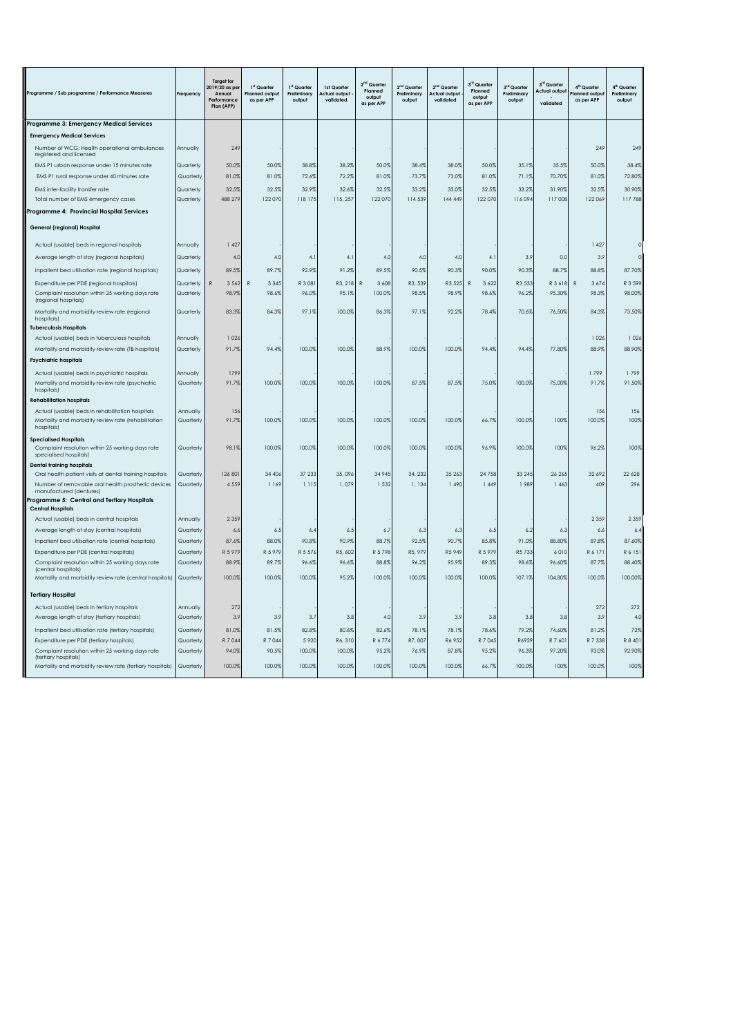| Programme / Sub programme / Performance Measures | Frequency | Target for 2019/20 as per Annual Performance Plan (APP) | 1st Quarter Planned output as per APP | 1st Quarter Preliminary output | 1st Quarter Actual output - validated | 2nd Quarter Planned output as per APP | 2nd Quarter Preliminary output | 2nd Quarter Actual output - validated | 3rd Quarter Planned output as per APP | 3rd Quarter Preliminary output | 3rd Quarter Actual output - validated | 4th Quarter Planned output as per APP | 4th Quarter Preliminary output |
|---|---|---|---|---|---|---|---|---|---|---|---|---|---|
| **Programme 3: Emergency Medical Services** | | | | | | | | | | | | | |
| **Emergency Medical Services** | | | | | | | | | | | | | |
| Number of WCG: Health operational ambulances registered and licensed | Annually | 249 | - | - | - | - | - | - | - | - | - | 249 | 249 |
| EMS P1 urban response under 15 minutes rate | Quarterly | 50.0% | 50.0% | 38.8% | 38.2% | 50.0% | 38.4% | 38.0% | 50.0% | 35.1% | 35.5% | 50.0% | 38.4% |
| EMS P1 rural response under 40 minutes rate | Quarterly | 81.0% | 81.0% | 72.6% | 72.2% | 81.0% | 73.7% | 73.0% | 81.0% | 71.1% | 70.70% | 81.0% | 72.80% |
| EMS inter-facility transfer rate | Quarterly | 32.5% | 32.5% | 32.9% | 32.6% | 32.5% | 33.2% | 33.0% | 32.5% | 33.2% | 31.90% | 32.5% | 30.90% |
| Total number of EMS emergency cases | Quarterly | 488 279 | 122 070 | 118 175 | 115, 257 | 122 070 | 114 539 | 144 449 | 122 070 | 116 094 | 117 008 | 122 069 | 117 788 |
| **Programme 4: Provincial Hospital Services** | | | | | | | | | | | | | |
| **General (regional) Hospital** | | | | | | | | | | | | | |
| Actual (usable) beds in regional hospitals | Annually | 1 427 | - | - | - | - | - | - | - | - | - | 1 427 | 0 |
| Average length of stay (regional hospitals) | Quarterly | 4.0 | 4.0 | 4.1 | 4.1 | 4.0 | 4.0 | 4.0 | 4.1 | 3.9 | 0.0 | 3.9 | 0 |
| Inpatient bed utilisation rate (regional hospitals) | Quarterly | 89.5% | 89.7% | 92.9% | 91.2% | 89.5% | 90.5% | 90.3% | 90.0% | 90.3% | 88.7% | 88.8% | 87.70% |
| Expenditure per PDE (regional hospitals) | Quarterly | R 3 562 | R 3 345 | R 3 081 | R3, 218 | R 3 608 | R3, 539 | R3 525 | R 3 622 | R3 533 | R 3 618 | R 3 674 | R 3 599 |
| Complaint resolution within 25 working days rate (regional hospitals) | Quarterly | 98.9% | 98.6% | 96.0% | 95.1% | 100.0% | 98.5% | 98.9% | 98.6% | 96.2% | 95.30% | 98.3% | 98.00% |
| Mortality and morbidity review rate (regional hospitals) | Quarterly | 83.3% | 84.3% | 97.1% | 100.0% | 86.3% | 97.1% | 92.2% | 78.4% | 70.6% | 76.50% | 84.3% | 73.50% |
| **Tuberculosis Hospitals** | | | | | | | | | | | | | |
| Actual (usable) beds in tuberculosis hospitals | Annually | 1 026 | - | - | - | - | - | - | - | - | - | 1 026 | 1 026 |
| Mortality and morbidity review rate (TB hospitals) | Quarterly | 91.7% | 94.4% | 100.0% | 100.0% | 88.9% | 100.0% | 100.0% | 94.4% | 94.4% | 77.80% | 88.9% | 88.90% |
| **Psychiatric hospitals** | | | | | | | | | | | | | |
| Actual (usable) beds in psychiatric hospitals | Annually | 1799 | - | - | - | - | - | - | - | - | - | 1 799 | 1 799 |
| Mortality and morbidity review rate (psychiatric hospitals) | Quarterly | 91.7% | 100.0% | 100.0% | 100.0% | 100.0% | 87.5% | 87.5% | 75.0% | 100.0% | 75.00% | 91.7% | 91.50% |
| **Rehabilitation hospitals** | | | | | | | | | | | | | |
| Actual (usable) beds in rehabilitation hospitals | Annually | 156 | - | - | - | - | - | - | - | - | - | 156 | 156 |
| Mortality and morbidity review rate (rehabilitation hospitals) | Quarterly | 91.7% | 100.0% | 100.0% | 100.0% | 100.0% | 100.0% | 100.0% | 66.7% | 100.0% | 100% | 100.0% | 100% |
| **Specialised Hospitals** | | | | | | | | | | | | | |
| Complaint resolution within 25 working days rate specialised hospitals) | Quarterly | 98.1% | 100.0% | 100.0% | 100.0% | 100.0% | 100.0% | 100.0% | 96.9% | 100.0% | 100% | 96.2% | 100% |
| **Dental training hospitals** | | | | | | | | | | | | | |
| Oral health patient visits at dental training hospitals | Quarterly | 126 801 | 34 406 | 37 233 | 35, 096 | 34 945 | 34, 232 | 35 263 | 24 758 | 33 245 | 26 265 | 32 692 | 22 628 |
| Number of removable oral health prosthetic devices manufactured (dentures) | Quarterly | 4 559 | 1 169 | 1 115 | 1, 079 | 1 532 | 1, 134 | 1 490 | 1 449 | 1 989 | 1 463 | 409 | 296 |
| **Programme 5: Central and Tertiary Hospitals** | | | | | | | | | | | | | |
| **Central Hospitals** | | | | | | | | | | | | | |
| Actual (usable) beds in central hospitals | Annually | 2 359 | - | - | - | - | - | - | - | - | - | 2 359 | 2 359 |
| Average length of stay (central hospitals) | Quarterly | 6.6 | 6.5 | 6.4 | 6.5 | 6.7 | 6.3 | 6.3 | 6.5 | 6.2 | 6.3 | 6.6 | 6.4 |
| Inpatient bed utilisation rate (central hospitals) | Quarterly | 87.6% | 88.0% | 90.8% | 90.9% | 88.7% | 92.5% | 90.7% | 85.8% | 91.0% | 88.80% | 87.8% | 87.60% |
| Expenditure per PDE (central hospitals) | Quarterly | R 5 979 | R 5 979 | R 5 576 | R5, 602 | R 5 798 | R5, 979 | R5 949 | R 5 979 | R5 733 | 6 010 | R 6 171 | R 6 151 |
| Complaint resolution within 25 working days rate (central hospitals) | Quarterly | 88.9% | 89.7% | 96.6% | 96.6% | 88.8% | 96.2% | 95.9% | 89.3% | 98.6% | 96.60% | 87.7% | 88.40% |
| Mortality and morbidity review rate (central hospitals) | Quarterly | 100.0% | 100.0% | 100.0% | 95.2% | 100.0% | 100.0% | 100.0% | 100.0% | 107.1% | 104.80% | 100.0% | 100.00% |
| **Tertiary Hospital** | | | | | | | | | | | | | |
| Actual (usable) beds in tertiary hospitals | Annually | 272 | - | - | - | - | - | - | - | - | - | 272 | 272 |
| Average length of stay (tertiary hospitals) | Quarterly | 3.9 | 3.9 | 3.7 | 3.8 | 4.0 | 3.9 | 3.9 | 3.8 | 3.8 | 3.8 | 3.9 | 4.0 |
| Inpatient bed utilisation rate (tertiary hospitals) | Quarterly | 81.0% | 81.5% | 82.8% | 80.6% | 82.6% | 78.1% | 78.1% | 78.6% | 79.2% | 74.60% | 81.2% | 72% |
| Expenditure per PDE (tertiary hospitals) | Quarterly | R 7 044 | R 7 044 | 5 920 | R6, 310 | R 6 774 | R7, 007 | R6 952 | R 7 045 | R6929 | R 7 601 | R 7 338 | R 8 401 |
| Complaint resolution within 25 working days rate (tertiary hospitals) | Quarterly | 94.0% | 90.5% | 100.0% | 100.0% | 95.2% | 76.9% | 87.8% | 95.2% | 96.3% | 97.20% | 93.0% | 92.90% |
| Mortality and morbidity review rate (tertiary hospitals) | Quarterly | 100.0% | 100.0% | 100.0% | 100.0% | 100.0% | 100.0% | 100.0% | 66.7% | 100.0% | 100% | 100.0% | 100% |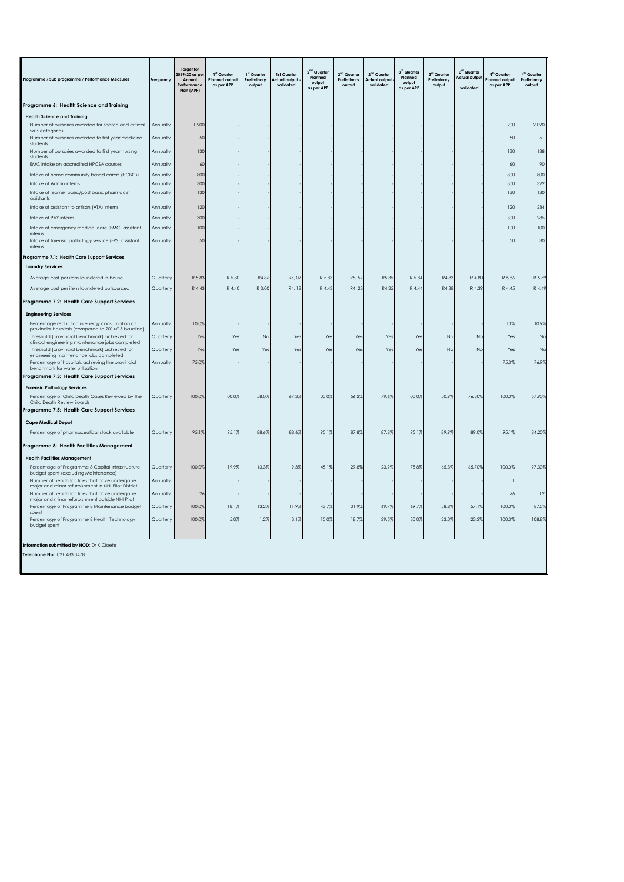| Programme / Sub programme / Performance Measures | Frequency | Target for 2019/20 as per Annual Performance Plan (APP) | 1st Quarter Planned output as per APP | 1st Quarter Preliminary output | 1st Quarter Actual output - validated | 2nd Quarter Planned output as per APP | 2nd Quarter Preliminary output | 2nd Quarter Actual output - validated | 3rd Quarter Planned output as per APP | 3rd Quarter Preliminary output | 3rd Quarter Actual output - validated | 4th Quarter Planned output as per APP | 4th Quarter Preliminary output |
|---|---|---|---|---|---|---|---|---|---|---|---|---|---|
| **Programme 6: Health Science and Training** | | | | | | | | | | | | | |
| **Health Science and Training** | | | | | | | | | | | | | |
| Number of bursaries awarded for scarce and critical skills categories | Annually | 1 900 | - | | - | - | | - | - | | - | 1 900 | 2 090 |
| Number of bursaries awarded to first year medicine students | Annually | 50 | - | | - | - | | - | - | | - | 50 | 51 |
| Number of bursaries awarded to first year nursing students | Annually | 130 | - | | - | - | | - | - | | - | 130 | 138 |
| EMC intake on accredited HPCSA courses | Annually | 60 | - | | - | - | | - | - | | - | 60 | 90 |
| Intake of home community based carers (HCBCs) | Annually | 800 | - | | - | - | | - | - | | - | 800 | 800 |
| Intake of Admin interns | Annually | 300 | - | | - | - | | - | - | | - | 300 | 322 |
| Intake of learner basic/post basic pharmacist assistants | Annually | 130 | - | | - | - | | - | - | | - | 130 | 130 |
| Intake of assistant to artisan (ATA) interns | Annually | 120 | - | | - | - | | - | - | | - | 120 | 234 |
| Intake of PAY interns | Annually | 300 | - | | - | - | | - | - | | - | 300 | 285 |
| Intake of emergency medical care (EMC) assistant interns | Annually | 100 | - | | - | - | | - | - | | - | 100 | 100 |
| Intake of forensic pathology service (FPS) assistant interns | Annually | 50 | - | | - | - | | - | - | | - | 50 | 30 |
| **Programme 7.1: Health Care Support Services** | | | | | | | | | | | | | |
| **Laundry Services** | | | | | | | | | | | | | |
| Average cost per item laundered in-house | Quarterly | R 5.83 | R 5.80 | R4.86 | R5, 07 | R 5.83 | R5, 57 | R5.35 | R 5.84 | R4.83 | R 4.80 | R 5.86 | R 5.59 |
| Average cost per item laundered outsourced | Quarterly | R 4.43 | R 4.40 | R 3.00 | R4, 18 | R 4.43 | R4, 23 | R4.25 | R 4.44 | R4.38 | R 4.39 | R 4.45 | R 4.49 |
| **Programme 7.2: Health Care Support Services** | | | | | | | | | | | | | |
| **Engineering Services** | | | | | | | | | | | | | |
| Percentage reduction in energy consumption at provincial hospitals (compared to 2014/15 baseline) | Annually | 10.0% | - | | - | - | | - | - | | - | 10% | 10.9% |
| Threshold (provincial benchmark) achieved for clinical engineering maintenance jobs completed | Quarterly | Yes | Yes | No | Yes | Yes | Yes | Yes | Yes | No | No | Yes | No |
| Threshold (provincial benchmark) achieved for engineering maintenance jobs completed | Quarterly | Yes | Yes | Yes | Yes | Yes | Yes | Yes | Yes | No | No | Yes | No |
| Percentage of hospitals achieving the provincial benchmark for water utilisation | Annually | 75.0% | - | | - | - | | - | - | | - | 75.0% | 76.9% |
| **Programme 7.3: Health Care Support Services** | | | | | | | | | | | | | |
| **Forensic Pathology Services** | | | | | | | | | | | | | |
| Percentage of Child Death Cases Reviewed by the Child Death Review Boards | Quarterly | 100.0% | 100.0% | 58.0% | 67.3% | 100.0% | 56.2% | 79.6% | 100.0% | 50.9% | 76.30% | 100.0% | 57.90% |
| **Programme 7.5: Health Care Support Services** | | | | | | | | | | | | | |
| **Cape Medical Depot** | | | | | | | | | | | | | |
| Percentage of pharmaceutical stock available | Quarterly | 95.1% | 95.1% | 88.6% | 88.6% | 95.1% | 87.8% | 87.8% | 95.1% | 89.9% | 89.0% | 95.1% | 84.20% |
| **Programme 8: Health Facilities Management** | | | | | | | | | | | | | |
| **Health Facilities Management** | | | | | | | | | | | | | |
| Percentage of Programme 8 Capital infrastructure budget spent (excluding Maintenance) | Quarterly | 100.0% | 19.9% | 13.3% | 9.3% | 45.1% | 29.8% | 23.9% | 75.8% | 65.3% | 65.70% | 100.0% | 97.30% |
| Number of health facilities that have undergone major and minor refurbishment in NHI Pilot District | Annually | 1 | - | | - | - | | - | - | | - | 1 | 1 |
| Number of health facilities that have undergone major and minor refurbishment outside NHI Pilot | Annually | 26 | - | | - | - | | - | - | | - | 26 | 12 |
| Percentage of Programme 8 Maintenance budget spent | Quarterly | 100.0% | 18.1% | 13.2% | 11.9% | 43.7% | 31.9% | 69.7% | 69.7% | 58.8% | 57.1% | 100.0% | 87.5% |
| Percentage of Programme 8 Health Technology budget spent | Quarterly | 100.0% | 5.0% | 1.2% | 3.1% | 15.0% | 18.7% | 29.5% | 30.0% | 23.0% | 23.2% | 100.0% | 108.8% |

**Information submitted by HOD**: Dr K Cloete

**Telephone No**: 021 483 3478